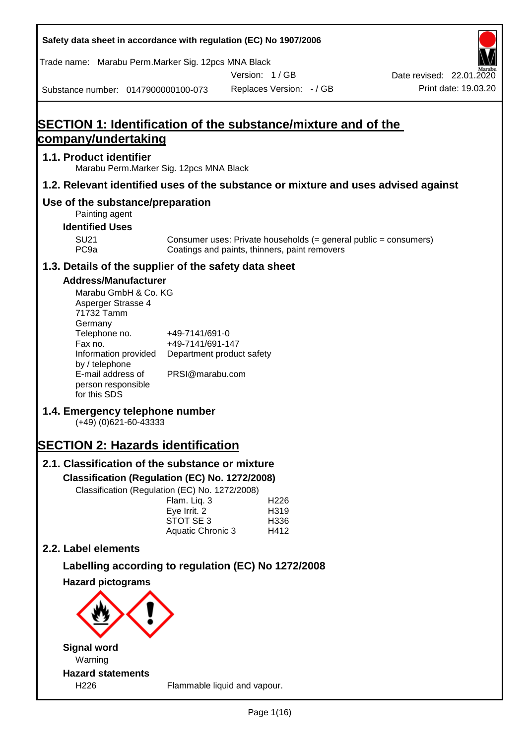Safety data sheet in accordance with regulation (EC) No 1907/2006

Trade name: Marabu Perm.Marker Sig. 12pcs MNA Black

Version: 1 / GB

Date revised: 22.01.2020

Substance number: 0147900000100-073

Replaces Version: - / GB

Print date: 19.03.20

# SECTION 1: Identification of the substance/mixture and of the company/undertaking

## 1.1. Product identifier

Marabu Perm.Marker Sig. 12pcs MNA Black

## 1.2. Relevant identified uses of the substance or mixture and uses advised against

## Use of the substance/preparation

Painting agent

### Identified Uses

| | |
|---|---|
| SU21 | Consumer uses: Private households (= general public = consumers) |
| PC9a | Coatings and paints, thinners, paint removers |

## 1.3. Details of the supplier of the safety data sheet

### Address/Manufacturer

Marabu GmbH & Co. KG
Asperger Strasse 4
71732 Tamm
Germany

| | |
|---|---|
| Telephone no. | +49-7141/691-0 |
| Fax no. | +49-7141/691-147 |
| Information provided by / telephone | Department product safety |
| E-mail address of person responsible for this SDS | PRSI@marabu.com |

## 1.4. Emergency telephone number

(+49) (0)621-60-43333

# SECTION 2: Hazards identification

## 2.1. Classification of the substance or mixture

### Classification (Regulation (EC) No. 1272/2008)

Classification (Regulation (EC) No. 1272/2008)

| | |
|---|---|
| Flam. Liq. 3 | H226 |
| Eye Irrit. 2 | H319 |
| STOT SE 3 | H336 |
| Aquatic Chronic 3 | H412 |

## 2.2. Label elements

### Labelling according to regulation (EC) No 1272/2008

### Hazard pictograms

### Signal word

Warning

### Hazard statements

| | |
|---|---|
| H226 | Flammable liquid and vapour. |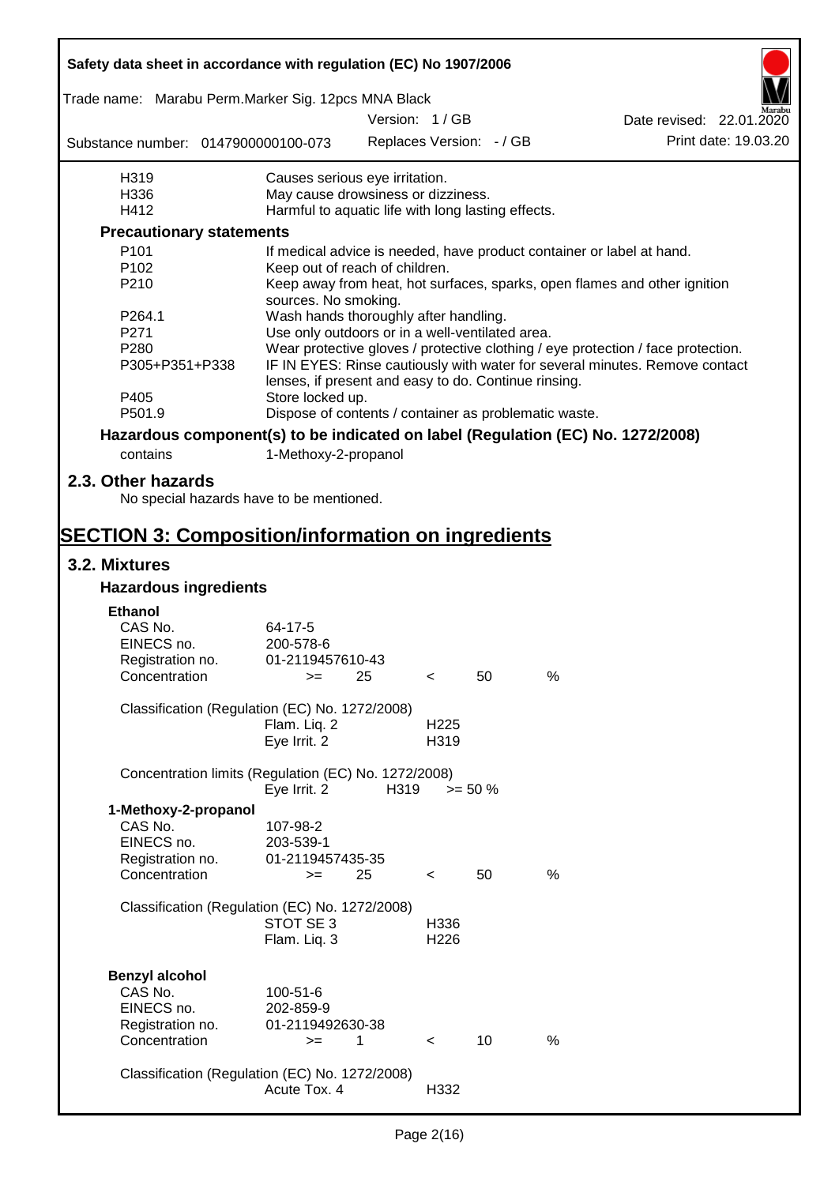| | |
|---|---|
| H319 | Causes serious eye irritation. |
| H336 | May cause drowsiness or dizziness. |
| H412 | Harmful to aquatic life with long lasting effects. |

### Precautionary statements

| | |
|---|---|
| P101 | If medical advice is needed, have product container or label at hand. |
| P102 | Keep out of reach of children. |
| P210 | Keep away from heat, hot surfaces, sparks, open flames and other ignition sources. No smoking. |
| P264.1 | Wash hands thoroughly after handling. |
| P271 | Use only outdoors or in a well-ventilated area. |
| P280 | Wear protective gloves / protective clothing / eye protection / face protection. |
| P305+P351+P338 | IF IN EYES: Rinse cautiously with water for several minutes. Remove contact lenses, if present and easy to do. Continue rinsing. |
| P405 | Store locked up. |
| P501.9 | Dispose of contents / container as problematic waste. |

### Hazardous component(s) to be indicated on label (Regulation (EC) No. 1272/2008)

contains 1-Methoxy-2-propanol

## 2.3. Other hazards

No special hazards have to be mentioned.

# SECTION 3: Composition/information on ingredients

## 3.2. Mixtures

### Hazardous ingredients

**Ethanol**

| | |
|---|---|
| CAS No. | 64-17-5 |
| EINECS no. | 200-578-6 |
| Registration no. | 01-2119457610-43 |
| Concentration | >= 25 < 50 % |

Classification (Regulation (EC) No. 1272/2008)

| | |
|---|---|
| Flam. Liq. 2 | H225 |
| Eye Irrit. 2 | H319 |

Concentration limits (Regulation (EC) No. 1272/2008)

| | | |
|---|---|---|
| Eye Irrit. 2 | H319 | >= 50 % |

**1-Methoxy-2-propanol**

| | |
|---|---|
| CAS No. | 107-98-2 |
| EINECS no. | 203-539-1 |
| Registration no. | 01-2119457435-35 |
| Concentration | >= 25 < 50 % |

Classification (Regulation (EC) No. 1272/2008)

| | |
|---|---|
| STOT SE 3 | H336 |
| Flam. Liq. 3 | H226 |

**Benzyl alcohol**

| | |
|---|---|
| CAS No. | 100-51-6 |
| EINECS no. | 202-859-9 |
| Registration no. | 01-2119492630-38 |
| Concentration | >= 1 < 10 % |

Classification (Regulation (EC) No. 1272/2008)

| | |
|---|---|
| Acute Tox. 4 | H332 |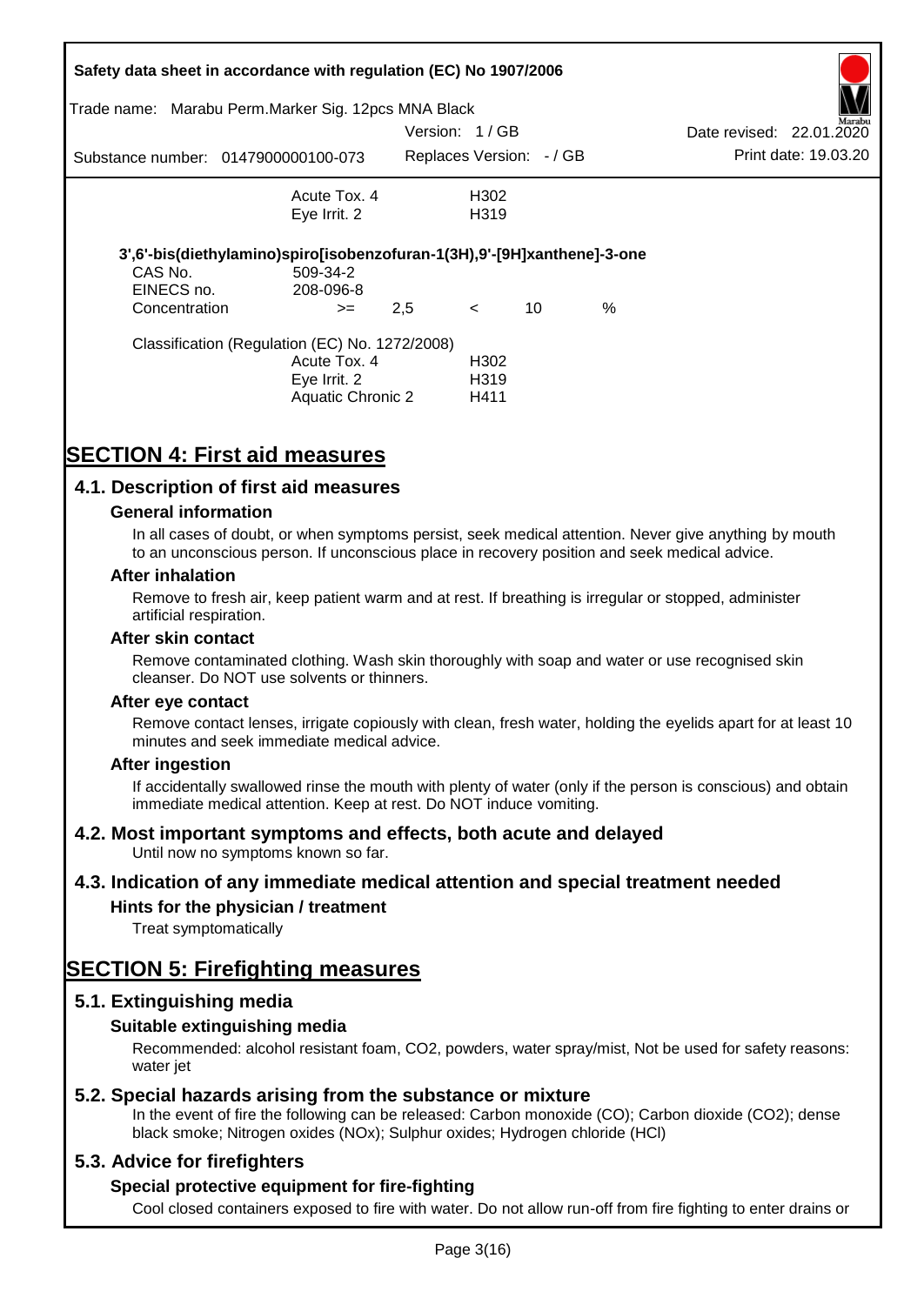| | | |
|---|---|---|
| | Acute Tox. 4 | H302 |
| | Eye Irrit. 2 | H319 |

**3',6'-bis(diethylamino)spiro[isobenzofuran-1(3H),9'-[9H]xanthene]-3-one**

| | | | | | |
|---|---|---|---|---|---|
| CAS No. | 509-34-2 | | | | |
| EINECS no. | 208-096-8 | | | | |
| Concentration | >= | 2,5 | < | 10 | % |

Classification (Regulation (EC) No. 1272/2008)

| | |
|---|---|
| Acute Tox. 4 | H302 |
| Eye Irrit. 2 | H319 |
| Aquatic Chronic 2 | H411 |

# SECTION 4: First aid measures

## 4.1. Description of first aid measures

### General information

In all cases of doubt, or when symptoms persist, seek medical attention. Never give anything by mouth to an unconscious person. If unconscious place in recovery position and seek medical advice.

### After inhalation

Remove to fresh air, keep patient warm and at rest. If breathing is irregular or stopped, administer artificial respiration.

### After skin contact

Remove contaminated clothing. Wash skin thoroughly with soap and water or use recognised skin cleanser. Do NOT use solvents or thinners.

### After eye contact

Remove contact lenses, irrigate copiously with clean, fresh water, holding the eyelids apart for at least 10 minutes and seek immediate medical advice.

### After ingestion

If accidentally swallowed rinse the mouth with plenty of water (only if the person is conscious) and obtain immediate medical attention. Keep at rest. Do NOT induce vomiting.

## 4.2. Most important symptoms and effects, both acute and delayed

Until now no symptoms known so far.

## 4.3. Indication of any immediate medical attention and special treatment needed

### Hints for the physician / treatment

Treat symptomatically

# SECTION 5: Firefighting measures

## 5.1. Extinguishing media

### Suitable extinguishing media

Recommended: alcohol resistant foam, $CO_2$, powders, water spray/mist, Not be used for safety reasons: water jet

## 5.2. Special hazards arising from the substance or mixture

In the event of fire the following can be released: Carbon monoxide (CO); Carbon dioxide ($CO_2$); dense black smoke; Nitrogen oxides ($NO_x$); Sulphur oxides; Hydrogen chloride (HCl)

## 5.3. Advice for firefighters

### Special protective equipment for fire-fighting

Cool closed containers exposed to fire with water. Do not allow run-off from fire fighting to enter drains or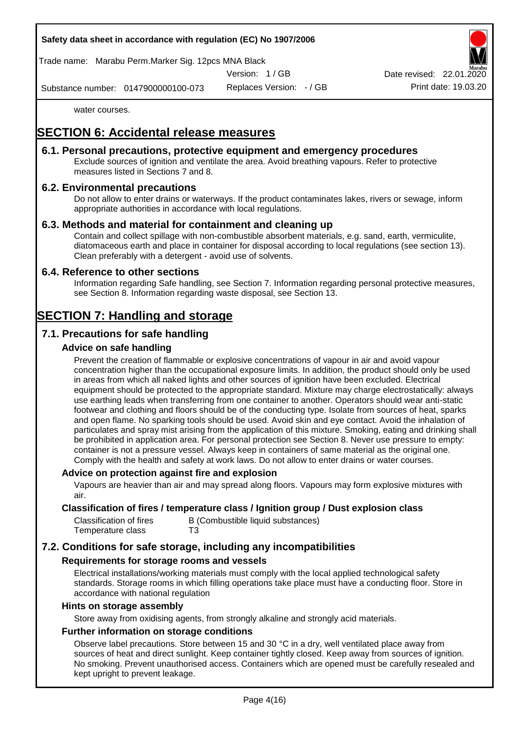water courses.

# SECTION 6: Accidental release measures

## 6.1. Personal precautions, protective equipment and emergency procedures

Exclude sources of ignition and ventilate the area. Avoid breathing vapours. Refer to protective measures listed in Sections 7 and 8.

## 6.2. Environmental precautions

Do not allow to enter drains or waterways. If the product contaminates lakes, rivers or sewage, inform appropriate authorities in accordance with local regulations.

## 6.3. Methods and material for containment and cleaning up

Contain and collect spillage with non-combustible absorbent materials, e.g. sand, earth, vermiculite, diatomaceous earth and place in container for disposal according to local regulations (see section 13). Clean preferably with a detergent - avoid use of solvents.

## 6.4. Reference to other sections

Information regarding Safe handling, see Section 7. Information regarding personal protective measures, see Section 8. Information regarding waste disposal, see Section 13.

# SECTION 7: Handling and storage

## 7.1. Precautions for safe handling

### Advice on safe handling

Prevent the creation of flammable or explosive concentrations of vapour in air and avoid vapour concentration higher than the occupational exposure limits. In addition, the product should only be used in areas from which all naked lights and other sources of ignition have been excluded. Electrical equipment should be protected to the appropriate standard. Mixture may charge electrostatically: always use earthing leads when transferring from one container to another. Operators should wear anti-static footwear and clothing and floors should be of the conducting type. Isolate from sources of heat, sparks and open flame. No sparking tools should be used. Avoid skin and eye contact. Avoid the inhalation of particulates and spray mist arising from the application of this mixture. Smoking, eating and drinking shall be prohibited in application area. For personal protection see Section 8. Never use pressure to empty: container is not a pressure vessel. Always keep in containers of same material as the original one. Comply with the health and safety at work laws. Do not allow to enter drains or water courses.

### Advice on protection against fire and explosion

Vapours are heavier than air and may spread along floors. Vapours may form explosive mixtures with air.

### Classification of fires / temperature class / Ignition group / Dust explosion class

| | |
|---|---|
| Classification of fires | B (Combustible liquid substances) |
| Temperature class | T3 |

## 7.2. Conditions for safe storage, including any incompatibilities

### Requirements for storage rooms and vessels

Electrical installations/working materials must comply with the local applied technological safety standards. Storage rooms in which filling operations take place must have a conducting floor. Store in accordance with national regulation

### Hints on storage assembly

Store away from oxidising agents, from strongly alkaline and strongly acid materials.

### Further information on storage conditions

Observe label precautions. Store between 15 and 30 °C in a dry, well ventilated place away from sources of heat and direct sunlight. Keep container tightly closed. Keep away from sources of ignition. No smoking. Prevent unauthorised access. Containers which are opened must be carefully resealed and kept upright to prevent leakage.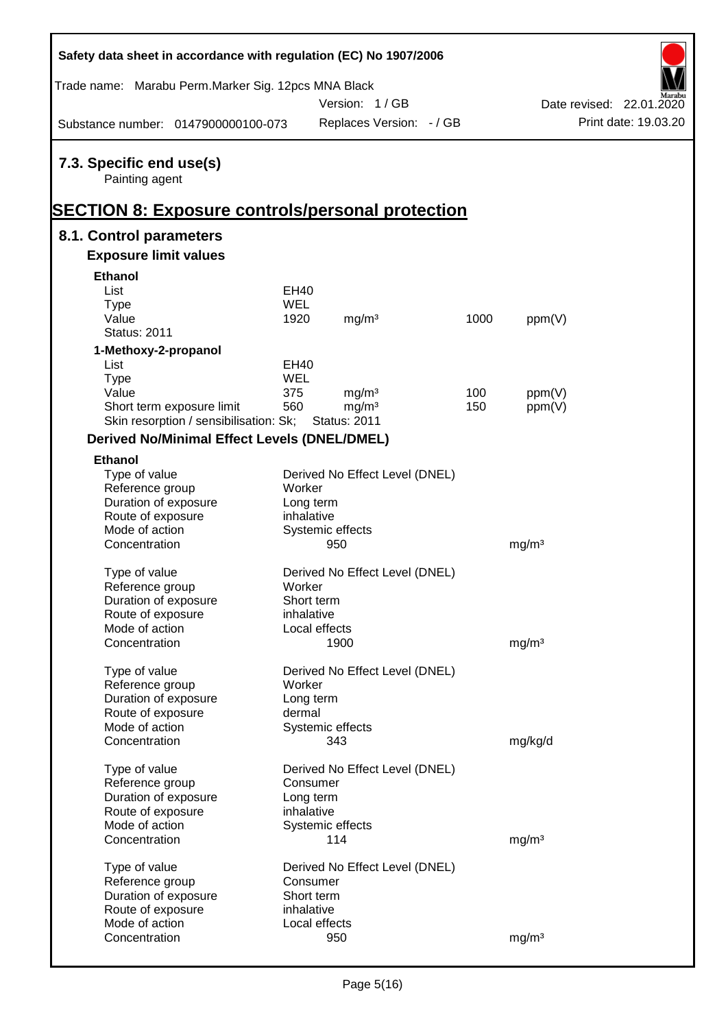## 7.3. Specific end use(s)

Painting agent

# SECTION 8: Exposure controls/personal protection

## 8.1. Control parameters

### Exposure limit values

**Ethanol**

| | | | | |
|---|---|---|---|---|
| List | EH40 | | | |
| Type | WEL | | | |
| Value | 1920 | mg/m³ | 1000 | ppm(V) |
| Status: 2011 | | | | |

**1-Methoxy-2-propanol**

| | | | | |
|---|---|---|---|---|
| List | EH40 | | | |
| Type | WEL | | | |
| Value | 375 | mg/m³ | 100 | ppm(V) |
| Short term exposure limit | 560 | mg/m³ | 150 | ppm(V) |
| Skin resorption / sensibilisation: Sk; | Status: 2011 | | | |

### Derived No/Minimal Effect Levels (DNEL/DMEL)

**Ethanol**

| | | |
|---|---|---|
| Type of value | Derived No Effect Level (DNEL) | |
| Reference group | Worker | |
| Duration of exposure | Long term | |
| Route of exposure | inhalative | |
| Mode of action | Systemic effects | |
| Concentration | 950 | mg/m³ |

| | | |
|---|---|---|
| Type of value | Derived No Effect Level (DNEL) | |
| Reference group | Worker | |
| Duration of exposure | Short term | |
| Route of exposure | inhalative | |
| Mode of action | Local effects | |
| Concentration | 1900 | mg/m³ |

| | | |
|---|---|---|
| Type of value | Derived No Effect Level (DNEL) | |
| Reference group | Worker | |
| Duration of exposure | Long term | |
| Route of exposure | dermal | |
| Mode of action | Systemic effects | |
| Concentration | 343 | mg/kg/d |

| | | |
|---|---|---|
| Type of value | Derived No Effect Level (DNEL) | |
| Reference group | Consumer | |
| Duration of exposure | Long term | |
| Route of exposure | inhalative | |
| Mode of action | Systemic effects | |
| Concentration | 114 | mg/m³ |

| | | |
|---|---|---|
| Type of value | Derived No Effect Level (DNEL) | |
| Reference group | Consumer | |
| Duration of exposure | Short term | |
| Route of exposure | inhalative | |
| Mode of action | Local effects | |
| Concentration | 950 | mg/m³ |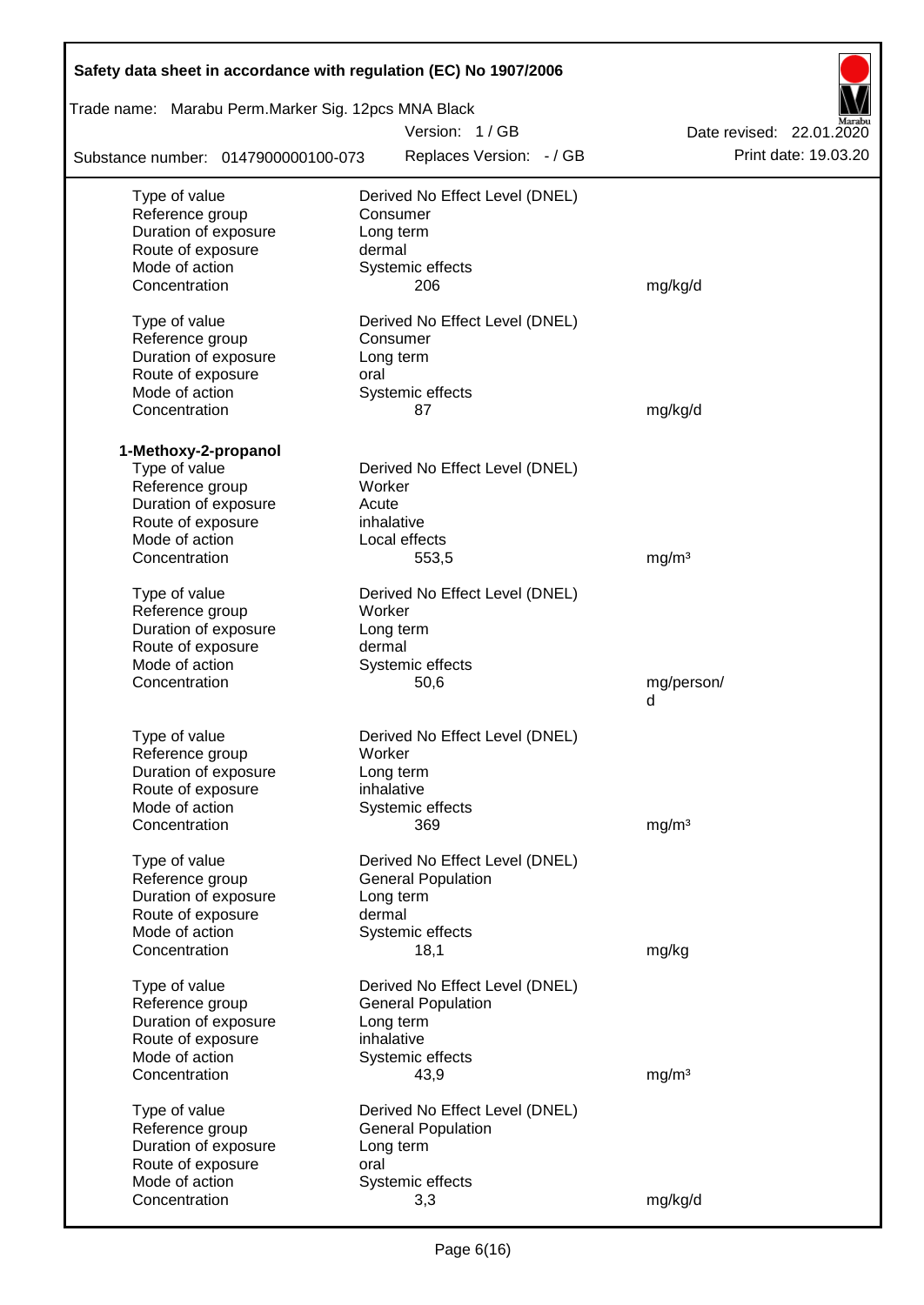| | | |
|---|---|---|
| Type of value | Derived No Effect Level (DNEL) | |
| Reference group | Consumer | |
| Duration of exposure | Long term | |
| Route of exposure | dermal | |
| Mode of action | Systemic effects | |
| Concentration | 206 | mg/kg/d |

| | | |
|---|---|---|
| Type of value | Derived No Effect Level (DNEL) | |
| Reference group | Consumer | |
| Duration of exposure | Long term | |
| Route of exposure | oral | |
| Mode of action | Systemic effects | |
| Concentration | 87 | mg/kg/d |

**1-Methoxy-2-propanol**

| | | |
|---|---|---|
| Type of value | Derived No Effect Level (DNEL) | |
| Reference group | Worker | |
| Duration of exposure | Acute | |
| Route of exposure | inhalative | |
| Mode of action | Local effects | |
| Concentration | 553,5 | mg/m³ |

| | | |
|---|---|---|
| Type of value | Derived No Effect Level (DNEL) | |
| Reference group | Worker | |
| Duration of exposure | Long term | |
| Route of exposure | dermal | |
| Mode of action | Systemic effects | |
| Concentration | 50,6 | mg/person/d |

| | | |
|---|---|---|
| Type of value | Derived No Effect Level (DNEL) | |
| Reference group | Worker | |
| Duration of exposure | Long term | |
| Route of exposure | inhalative | |
| Mode of action | Systemic effects | |
| Concentration | 369 | mg/m³ |

| | | |
|---|---|---|
| Type of value | Derived No Effect Level (DNEL) | |
| Reference group | General Population | |
| Duration of exposure | Long term | |
| Route of exposure | dermal | |
| Mode of action | Systemic effects | |
| Concentration | 18,1 | mg/kg |

| | | |
|---|---|---|
| Type of value | Derived No Effect Level (DNEL) | |
| Reference group | General Population | |
| Duration of exposure | Long term | |
| Route of exposure | inhalative | |
| Mode of action | Systemic effects | |
| Concentration | 43,9 | mg/m³ |

| | | |
|---|---|---|
| Type of value | Derived No Effect Level (DNEL) | |
| Reference group | General Population | |
| Duration of exposure | Long term | |
| Route of exposure | oral | |
| Mode of action | Systemic effects | |
| Concentration | 3,3 | mg/kg/d |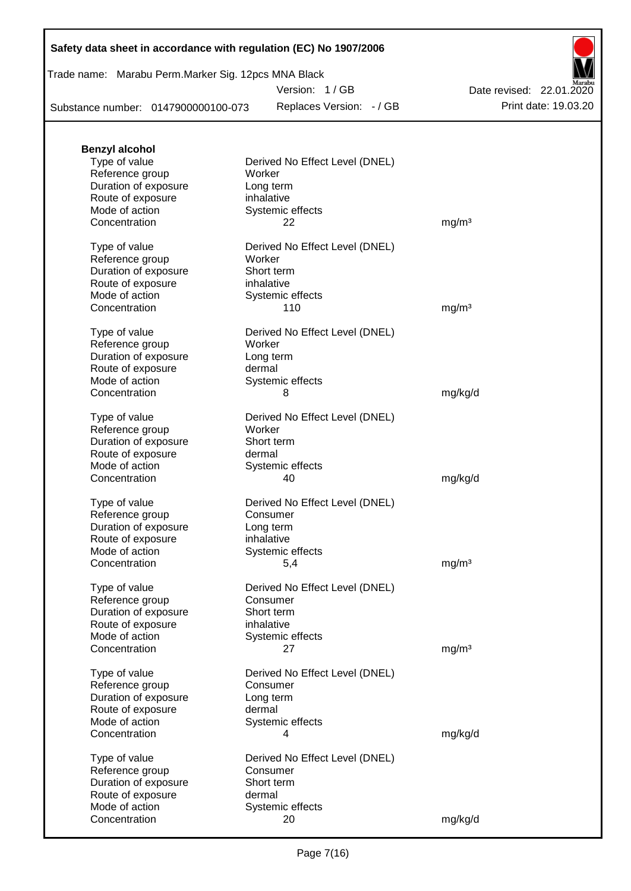**Benzyl alcohol**

| | | |
|---|---|---|
| Type of value | Derived No Effect Level (DNEL) | |
| Reference group | Worker | |
| Duration of exposure | Long term | |
| Route of exposure | inhalative | |
| Mode of action | Systemic effects | |
| Concentration | 22 | mg/m³ |

| | | |
|---|---|---|
| Type of value | Derived No Effect Level (DNEL) | |
| Reference group | Worker | |
| Duration of exposure | Short term | |
| Route of exposure | inhalative | |
| Mode of action | Systemic effects | |
| Concentration | 110 | mg/m³ |

| | | |
|---|---|---|
| Type of value | Derived No Effect Level (DNEL) | |
| Reference group | Worker | |
| Duration of exposure | Long term | |
| Route of exposure | dermal | |
| Mode of action | Systemic effects | |
| Concentration | 8 | mg/kg/d |

| | | |
|---|---|---|
| Type of value | Derived No Effect Level (DNEL) | |
| Reference group | Worker | |
| Duration of exposure | Short term | |
| Route of exposure | dermal | |
| Mode of action | Systemic effects | |
| Concentration | 40 | mg/kg/d |

| | | |
|---|---|---|
| Type of value | Derived No Effect Level (DNEL) | |
| Reference group | Consumer | |
| Duration of exposure | Long term | |
| Route of exposure | inhalative | |
| Mode of action | Systemic effects | |
| Concentration | 5,4 | mg/m³ |

| | | |
|---|---|---|
| Type of value | Derived No Effect Level (DNEL) | |
| Reference group | Consumer | |
| Duration of exposure | Short term | |
| Route of exposure | inhalative | |
| Mode of action | Systemic effects | |
| Concentration | 27 | mg/m³ |

| | | |
|---|---|---|
| Type of value | Derived No Effect Level (DNEL) | |
| Reference group | Consumer | |
| Duration of exposure | Long term | |
| Route of exposure | dermal | |
| Mode of action | Systemic effects | |
| Concentration | 4 | mg/kg/d |

| | | |
|---|---|---|
| Type of value | Derived No Effect Level (DNEL) | |
| Reference group | Consumer | |
| Duration of exposure | Short term | |
| Route of exposure | dermal | |
| Mode of action | Systemic effects | |
| Concentration | 20 | mg/kg/d |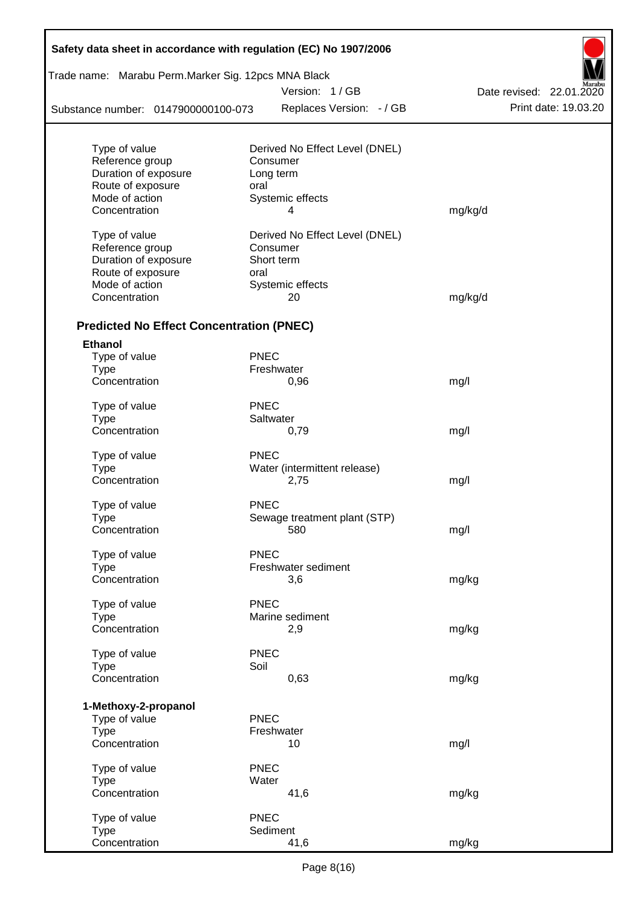| | | |
|---|---|---|
| Type of value | Derived No Effect Level (DNEL) | |
| Reference group | Consumer | |
| Duration of exposure | Long term | |
| Route of exposure | oral | |
| Mode of action | Systemic effects | |
| Concentration | 4 | mg/kg/d |
| | | |
| Type of value | Derived No Effect Level (DNEL) | |
| Reference group | Consumer | |
| Duration of exposure | Short term | |
| Route of exposure | oral | |
| Mode of action | Systemic effects | |
| Concentration | 20 | mg/kg/d |

## Predicted No Effect Concentration (PNEC)

**Ethanol**

| | | |
|---|---|---|
| Type of value | PNEC | |
| Type | Freshwater | |
| Concentration | 0,96 | mg/l |
| | | |
| Type of value | PNEC | |
| Type | Saltwater | |
| Concentration | 0,79 | mg/l |
| | | |
| Type of value | PNEC | |
| Type | Water (intermittent release) | |
| Concentration | 2,75 | mg/l |
| | | |
| Type of value | PNEC | |
| Type | Sewage treatment plant (STP) | |
| Concentration | 580 | mg/l |
| | | |
| Type of value | PNEC | |
| Type | Freshwater sediment | |
| Concentration | 3,6 | mg/kg |
| | | |
| Type of value | PNEC | |
| Type | Marine sediment | |
| Concentration | 2,9 | mg/kg |
| | | |
| Type of value | PNEC | |
| Type | Soil | |
| Concentration | 0,63 | mg/kg |

**1-Methoxy-2-propanol**

| | | |
|---|---|---|
| Type of value | PNEC | |
| Type | Freshwater | |
| Concentration | 10 | mg/l |
| | | |
| Type of value | PNEC | |
| Type | Water | |
| Concentration | 41,6 | mg/kg |
| | | |
| Type of value | PNEC | |
| Type | Sediment | |
| Concentration | 41,6 | mg/kg |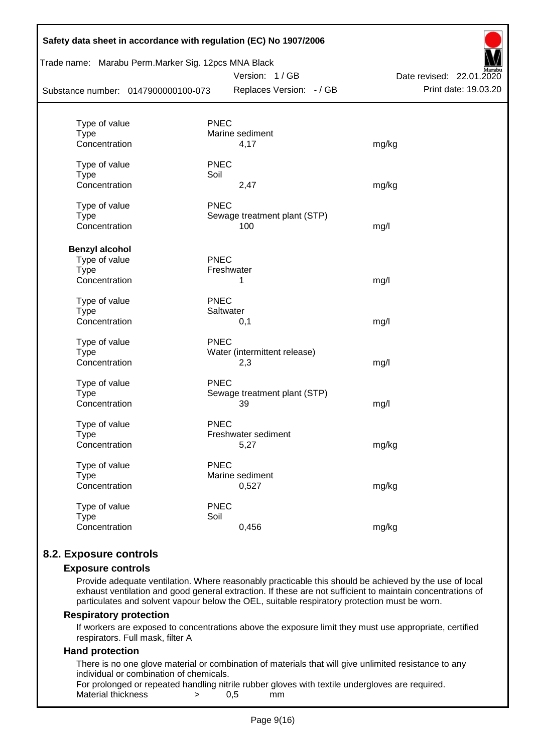| | | |
|---|---|---|
| Type of value | PNEC | |
| Type | Marine sediment | |
| Concentration | 4,17 | mg/kg |
| | | |
| Type of value | PNEC | |
| Type | Soil | |
| Concentration | 2,47 | mg/kg |
| | | |
| Type of value | PNEC | |
| Type | Sewage treatment plant (STP) | |
| Concentration | 100 | mg/l |

**Benzyl alcohol**

| | | |
|---|---|---|
| Type of value | PNEC | |
| Type | Freshwater | |
| Concentration | 1 | mg/l |
| | | |
| Type of value | PNEC | |
| Type | Saltwater | |
| Concentration | 0,1 | mg/l |
| | | |
| Type of value | PNEC | |
| Type | Water (intermittent release) | |
| Concentration | 2,3 | mg/l |
| | | |
| Type of value | PNEC | |
| Type | Sewage treatment plant (STP) | |
| Concentration | 39 | mg/l |
| | | |
| Type of value | PNEC | |
| Type | Freshwater sediment | |
| Concentration | 5,27 | mg/kg |
| | | |
| Type of value | PNEC | |
| Type | Marine sediment | |
| Concentration | 0,527 | mg/kg |
| | | |
| Type of value | PNEC | |
| Type | Soil | |
| Concentration | 0,456 | mg/kg |

## 8.2. Exposure controls

### Exposure controls

Provide adequate ventilation. Where reasonably practicable this should be achieved by the use of local exhaust ventilation and good general extraction. If these are not sufficient to maintain concentrations of particulates and solvent vapour below the OEL, suitable respiratory protection must be worn.

### Respiratory protection

If workers are exposed to concentrations above the exposure limit they must use appropriate, certified respirators. Full mask, filter A

### Hand protection

There is no one glove material or combination of materials that will give unlimited resistance to any individual or combination of chemicals.

For prolonged or repeated handling nitrile rubber gloves with textile undergloves are required.

Material thickness > 0,5 mm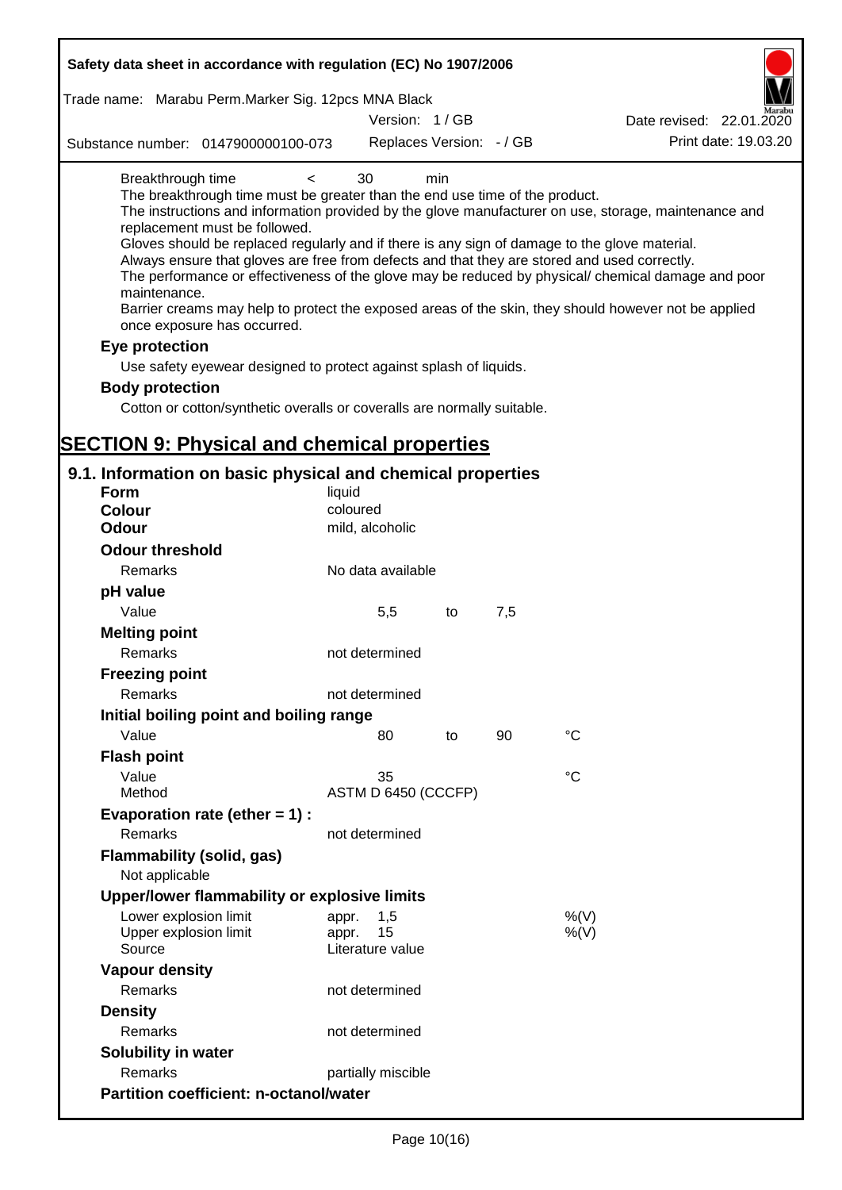Breakthrough time < 30 min

The breakthrough time must be greater than the end use time of the product.
The instructions and information provided by the glove manufacturer on use, storage, maintenance and replacement must be followed.
Gloves should be replaced regularly and if there is any sign of damage to the glove material.
Always ensure that gloves are free from defects and that they are stored and used correctly.
The performance or effectiveness of the glove may be reduced by physical/ chemical damage and poor maintenance.
Barrier creams may help to protect the exposed areas of the skin, they should however not be applied once exposure has occurred.

**Eye protection**

Use safety eyewear designed to protect against splash of liquids.

**Body protection**

Cotton or cotton/synthetic overalls or coveralls are normally suitable.

# SECTION 9: Physical and chemical properties

## 9.1. Information on basic physical and chemical properties

| | | | | |
|---|---|---|---|---|
| **Form** | liquid | | | |
| **Colour** | coloured | | | |
| **Odour** | mild, alcoholic | | | |
| **Odour threshold** | | | | |
| Remarks | No data available | | | |
| **pH value** | | | | |
| Value | 5,5 | to | 7,5 | |
| **Melting point** | | | | |
| Remarks | not determined | | | |
| **Freezing point** | | | | |
| Remarks | not determined | | | |
| **Initial boiling point and boiling range** | | | | |
| Value | 80 | to | 90 | °C |
| **Flash point** | | | | |
| Value | 35 | | | °C |
| Method | ASTM D 6450 (CCCFP) | | | |
| **Evaporation rate (ether = 1) :** | | | | |
| Remarks | not determined | | | |
| **Flammability (solid, gas)** | | | | |
| Not applicable | | | | |
| **Upper/lower flammability or explosive limits** | | | | |
| Lower explosion limit | appr. 1,5 | | | %(V) |
| Upper explosion limit | appr. 15 | | | %(V) |
| Source | Literature value | | | |
| **Vapour density** | | | | |
| Remarks | not determined | | | |
| **Density** | | | | |
| Remarks | not determined | | | |
| **Solubility in water** | | | | |
| Remarks | partially miscible | | | |
| **Partition coefficient: n-octanol/water** | | | | |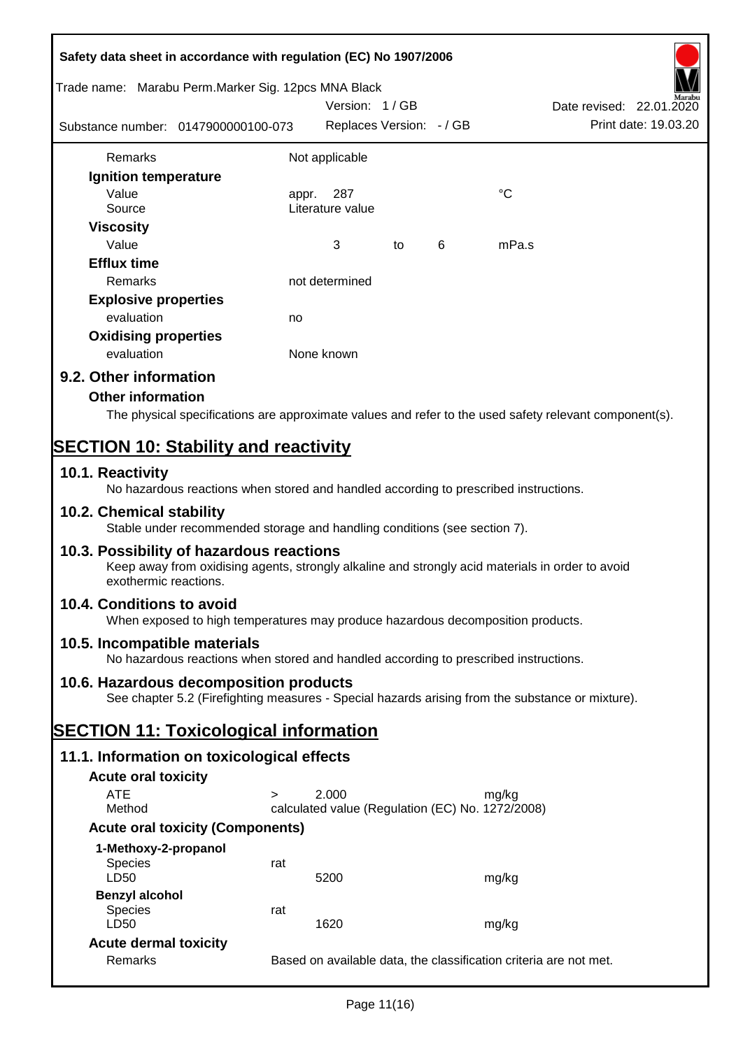| | | | | | |
|---|---|---|---|---|---|
| Remarks | Not applicable | | | | |
| **Ignition temperature** | | | | | |
| Value | appr. | 287 | | | °C |
| Source | Literature value | | | | |
| **Viscosity** | | | | | |
| Value | | 3 | to | 6 | mPa.s |
| **Efflux time** | | | | | |
| Remarks | not determined | | | | |
| **Explosive properties** | | | | | |
| evaluation | no | | | | |
| **Oxidising properties** | | | | | |
| evaluation | None known | | | | |

## 9.2. Other information

### Other information

The physical specifications are approximate values and refer to the used safety relevant component(s).

# SECTION 10: Stability and reactivity

## 10.1. Reactivity

No hazardous reactions when stored and handled according to prescribed instructions.

## 10.2. Chemical stability

Stable under recommended storage and handling conditions (see section 7).

## 10.3. Possibility of hazardous reactions

Keep away from oxidising agents, strongly alkaline and strongly acid materials in order to avoid exothermic reactions.

## 10.4. Conditions to avoid

When exposed to high temperatures may produce hazardous decomposition products.

## 10.5. Incompatible materials

No hazardous reactions when stored and handled according to prescribed instructions.

## 10.6. Hazardous decomposition products

See chapter 5.2 (Firefighting measures - Special hazards arising from the substance or mixture).

# SECTION 11: Toxicological information

## 11.1. Information on toxicological effects

### Acute oral toxicity

| | | | |
|---|---|---|---|
| ATE | > | 2.000 | mg/kg |
| Method | calculated value (Regulation (EC) No. 1272/2008) | | |

### Acute oral toxicity (Components)

| | | | |
|---|---|---|---|
| **1-Methoxy-2-propanol** | | | |
| Species | rat | | |
| LD50 | | 5200 | mg/kg |
| **Benzyl alcohol** | | | |
| Species | rat | | |
| LD50 | | 1620 | mg/kg |

### Acute dermal toxicity

| | |
|---|---|
| Remarks | Based on available data, the classification criteria are not met. |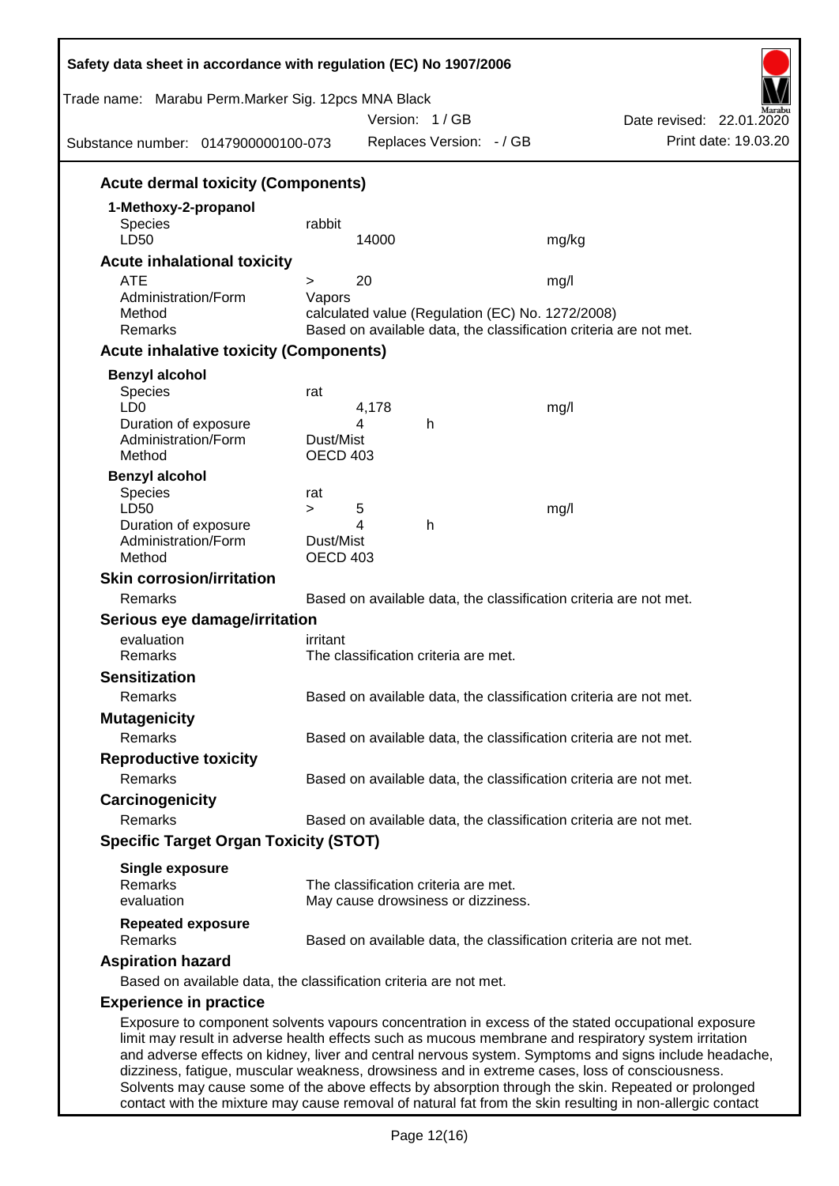### Acute dermal toxicity (Components)

**1-Methoxy-2-propanol**

| | | | |
|---|---|---|---|
| Species | rabbit | | |
| LD50 | 14000 | | mg/kg |

### Acute inhalational toxicity

| | | | |
|---|---|---|---|
| ATE | > | 20 | mg/l |
| Administration/Form | Vapors | | |
| Method | calculated value (Regulation (EC) No. 1272/2008) | | |
| Remarks | Based on available data, the classification criteria are not met. | | |

### Acute inhalative toxicity (Components)

**Benzyl alcohol**

| | | | |
|---|---|---|---|
| Species | rat | | |
| LD0 | 4,178 | | mg/l |
| Duration of exposure | 4 | h | |
| Administration/Form | Dust/Mist | | |
| Method | OECD 403 | | |

**Benzyl alcohol**

| | | | | |
|---|---|---|---|---|
| Species | rat | | | |
| LD50 | > | 5 | | mg/l |
| Duration of exposure | | 4 | h | |
| Administration/Form | Dust/Mist | | | |
| Method | OECD 403 | | | |

### Skin corrosion/irritation

Remarks: Based on available data, the classification criteria are not met.

### Serious eye damage/irritation

evaluation: irritant
Remarks: The classification criteria are met.

### Sensitization

Remarks: Based on available data, the classification criteria are not met.

### Mutagenicity

Remarks: Based on available data, the classification criteria are not met.

### Reproductive toxicity

Remarks: Based on available data, the classification criteria are not met.

### Carcinogenicity

Remarks: Based on available data, the classification criteria are not met.

### Specific Target Organ Toxicity (STOT)

**Single exposure**
Remarks: The classification criteria are met.
evaluation: May cause drowsiness or dizziness.

**Repeated exposure**
Remarks: Based on available data, the classification criteria are not met.

### Aspiration hazard

Based on available data, the classification criteria are not met.

### Experience in practice

Exposure to component solvents vapours concentration in excess of the stated occupational exposure limit may result in adverse health effects such as mucous membrane and respiratory system irritation and adverse effects on kidney, liver and central nervous system. Symptoms and signs include headache, dizziness, fatigue, muscular weakness, drowsiness and in extreme cases, loss of consciousness. Solvents may cause some of the above effects by absorption through the skin. Repeated or prolonged contact with the mixture may cause removal of natural fat from the skin resulting in non-allergic contact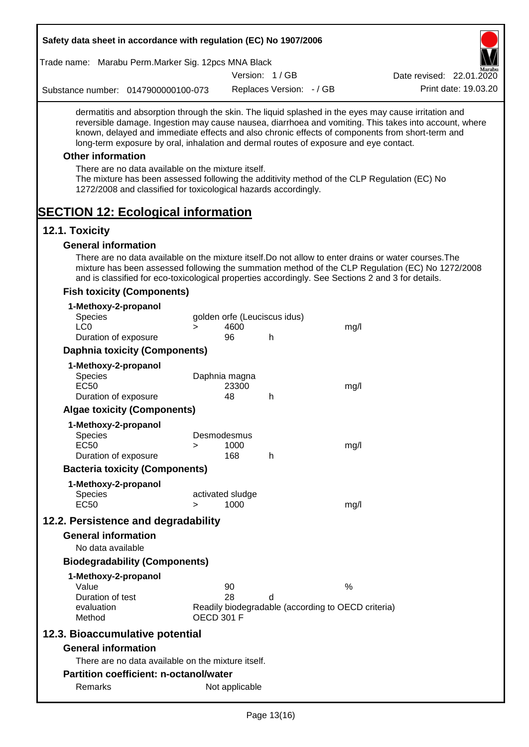dermatitis and absorption through the skin. The liquid splashed in the eyes may cause irritation and reversible damage. Ingestion may cause nausea, diarrhoea and vomiting. This takes into account, where known, delayed and immediate effects and also chronic effects of components from short-term and long-term exposure by oral, inhalation and dermal routes of exposure and eye contact.

### Other information

There are no data available on the mixture itself.
The mixture has been assessed following the additivity method of the CLP Regulation (EC) No 1272/2008 and classified for toxicological hazards accordingly.

# SECTION 12: Ecological information

## 12.1. Toxicity

### General information

There are no data available on the mixture itself.Do not allow to enter drains or water courses.The mixture has been assessed following the summation method of the CLP Regulation (EC) No 1272/2008 and is classified for eco-toxicological properties accordingly. See Sections 2 and 3 for details.

### Fish toxicity (Components)

**1-Methoxy-2-propanol**

| | | | | |
|---|---|---|---|---|
| Species | golden orfe (Leuciscus idus) | | | |
| LC0 | > | 4600 | | mg/l |
| Duration of exposure | | 96 | h | |

### Daphnia toxicity (Components)

**1-Methoxy-2-propanol**

| | | | | |
|---|---|---|---|---|
| Species | Daphnia magna | | | |
| EC50 | | 23300 | | mg/l |
| Duration of exposure | | 48 | h | |

### Algae toxicity (Components)

**1-Methoxy-2-propanol**

| | | | | |
|---|---|---|---|---|
| Species | Desmodesmus | | | |
| EC50 | > | 1000 | | mg/l |
| Duration of exposure | | 168 | h | |

### Bacteria toxicity (Components)

**1-Methoxy-2-propanol**

| | | | | |
|---|---|---|---|---|
| Species | activated sludge | | | |
| EC50 | > | 1000 | | mg/l |

## 12.2. Persistence and degradability

### General information

No data available

### Biodegradability (Components)

**1-Methoxy-2-propanol**

| | | | |
|---|---|---|---|
| Value | 90 | | % |
| Duration of test | 28 | d | |
| evaluation | Readily biodegradable (according to OECD criteria) | | |
| Method | OECD 301 F | | |

## 12.3. Bioaccumulative potential

### General information

There are no data available on the mixture itself.

### Partition coefficient: n-octanol/water

| | |
|---|---|
| Remarks | Not applicable |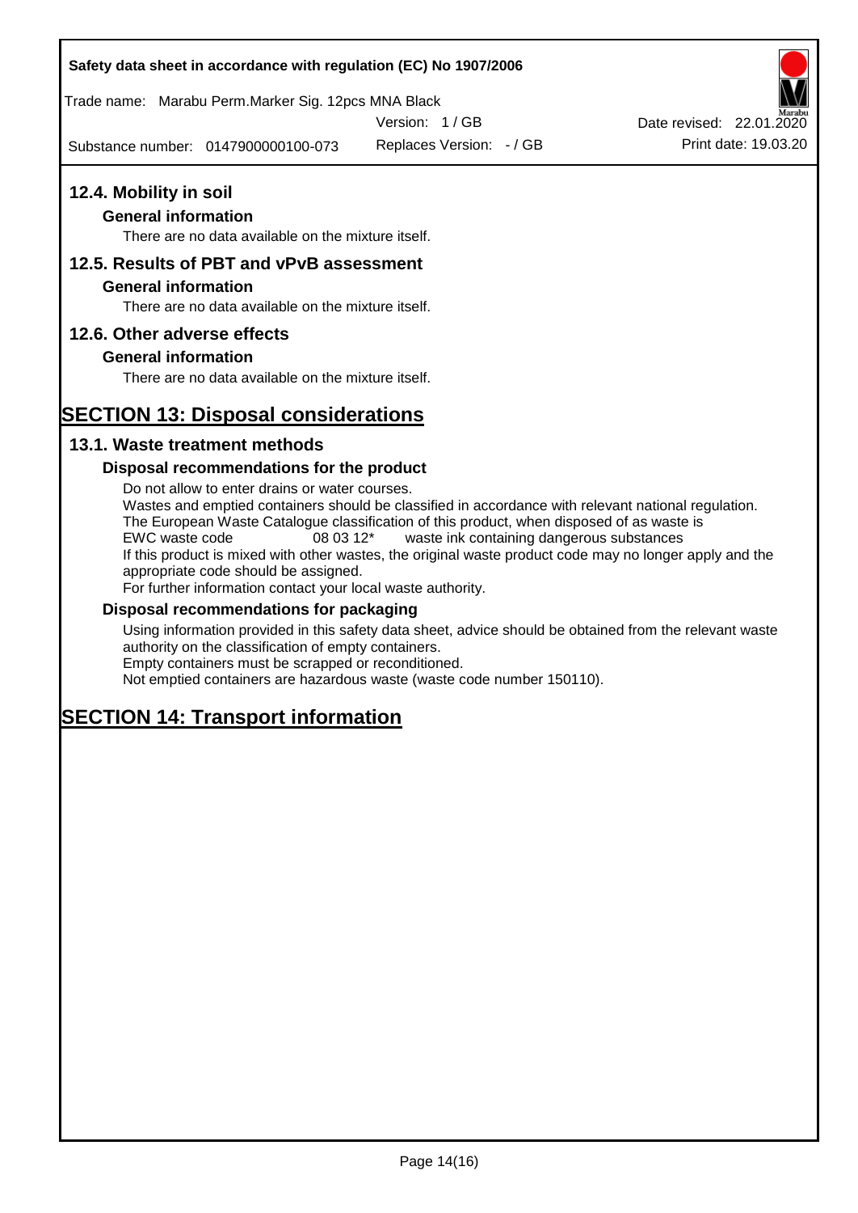## 12.4. Mobility in soil

### General information

There are no data available on the mixture itself.

## 12.5. Results of PBT and vPvB assessment

### General information

There are no data available on the mixture itself.

## 12.6. Other adverse effects

### General information

There are no data available on the mixture itself.

# SECTION 13: Disposal considerations

## 13.1. Waste treatment methods

### Disposal recommendations for the product

Do not allow to enter drains or water courses.
Wastes and emptied containers should be classified in accordance with relevant national regulation.
The European Waste Catalogue classification of this product, when disposed of as waste is
EWC waste code    08 03 12*    waste ink containing dangerous substances
If this product is mixed with other wastes, the original waste product code may no longer apply and the appropriate code should be assigned.
For further information contact your local waste authority.

### Disposal recommendations for packaging

Using information provided in this safety data sheet, advice should be obtained from the relevant waste authority on the classification of empty containers.
Empty containers must be scrapped or reconditioned.
Not emptied containers are hazardous waste (waste code number 150110).

# SECTION 14: Transport information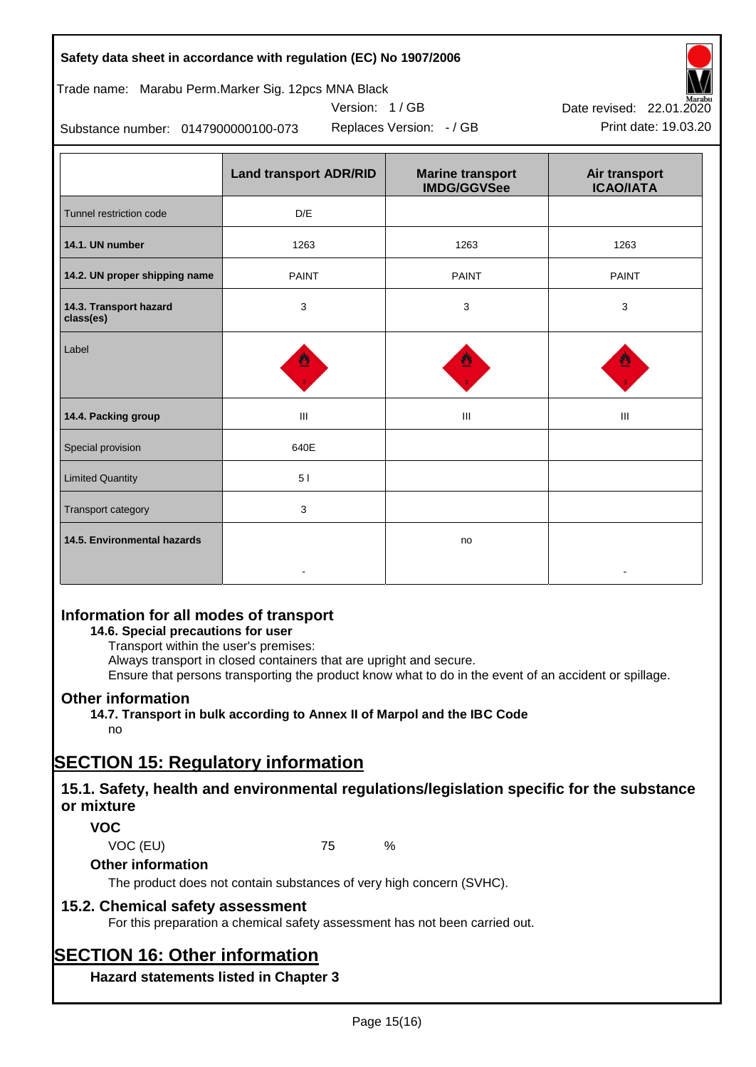|  | Land transport ADR/RID | Marine transport IMDG/GGVSee | Air transport ICAO/IATA |
|---|---|---|---|
| Tunnel restriction code | D/E |  |  |
| **14.1. UN number** | 1263 | 1263 | 1263 |
| **14.2. UN proper shipping name** | PAINT | PAINT | PAINT |
| **14.3. Transport hazard class(es)** | 3 | 3 | 3 |
| Label |  |  |  |
| **14.4. Packing group** | III | III | III |
| Special provision | 640E |  |  |
| Limited Quantity | 5 l |  |  |
| Transport category | 3 |  |  |
| **14.5. Environmental hazards** | - | no | - |

## Information for all modes of transport

**14.6. Special precautions for user**

Transport within the user's premises:
Always transport in closed containers that are upright and secure.
Ensure that persons transporting the product know what to do in the event of an accident or spillage.

## Other information

**14.7. Transport in bulk according to Annex II of Marpol and the IBC Code**

no

# SECTION 15: Regulatory information

## 15.1. Safety, health and environmental regulations/legislation specific for the substance or mixture

### VOC

VOC (EU) 75 %

### Other information

The product does not contain substances of very high concern (SVHC).

## 15.2. Chemical safety assessment

For this preparation a chemical safety assessment has not been carried out.

# SECTION 16: Other information

### Hazard statements listed in Chapter 3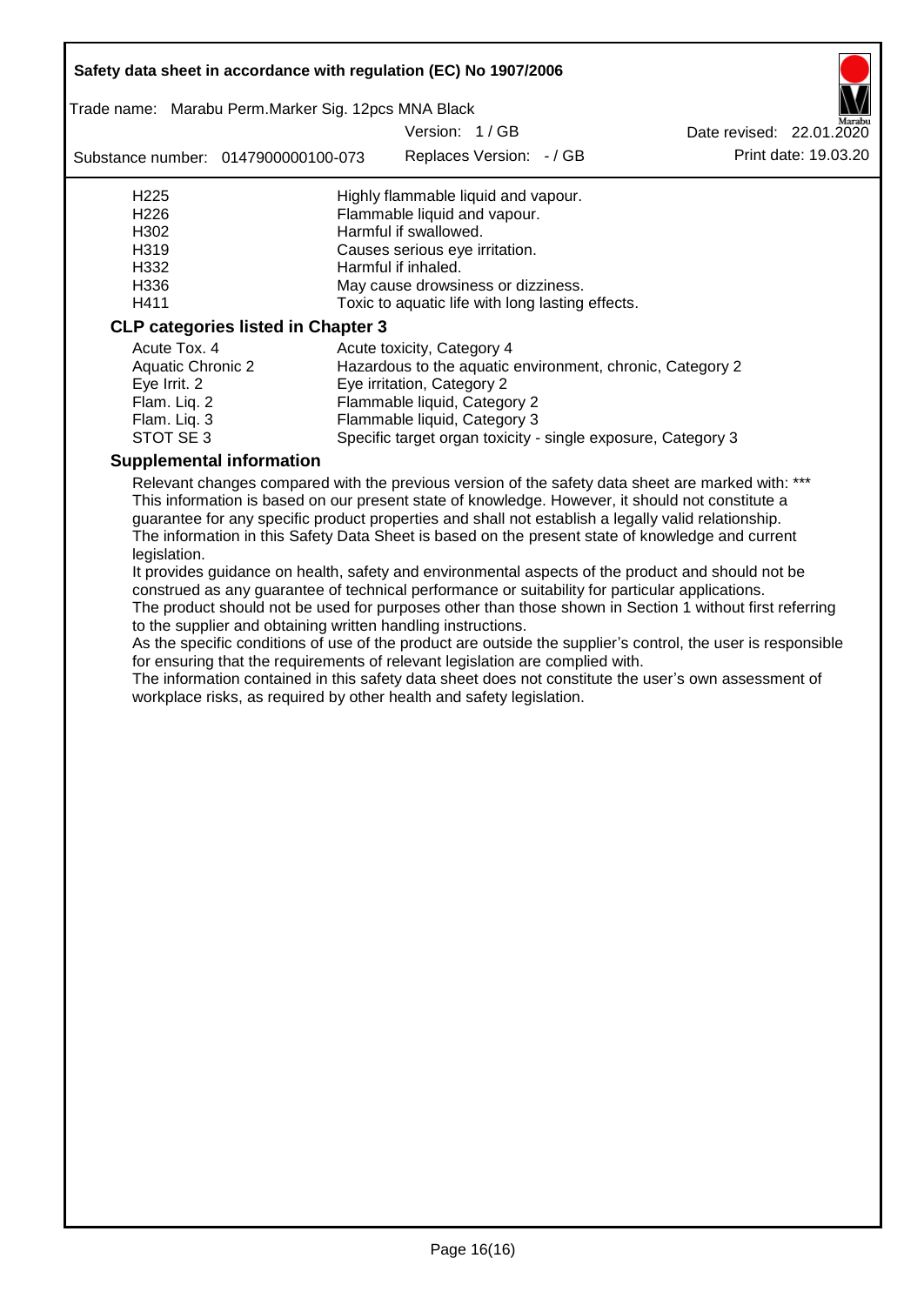| | |
|---|---|
| H225 | Highly flammable liquid and vapour. |
| H226 | Flammable liquid and vapour. |
| H302 | Harmful if swallowed. |
| H319 | Causes serious eye irritation. |
| H332 | Harmful if inhaled. |
| H336 | May cause drowsiness or dizziness. |
| H411 | Toxic to aquatic life with long lasting effects. |

## CLP categories listed in Chapter 3

| | |
|---|---|
| Acute Tox. 4 | Acute toxicity, Category 4 |
| Aquatic Chronic 2 | Hazardous to the aquatic environment, chronic, Category 2 |
| Eye Irrit. 2 | Eye irritation, Category 2 |
| Flam. Liq. 2 | Flammable liquid, Category 2 |
| Flam. Liq. 3 | Flammable liquid, Category 3 |
| STOT SE 3 | Specific target organ toxicity - single exposure, Category 3 |

## Supplemental information

Relevant changes compared with the previous version of the safety data sheet are marked with: ***
This information is based on our present state of knowledge. However, it should not constitute a guarantee for any specific product properties and shall not establish a legally valid relationship.
The information in this Safety Data Sheet is based on the present state of knowledge and current legislation.
It provides guidance on health, safety and environmental aspects of the product and should not be construed as any guarantee of technical performance or suitability for particular applications.
The product should not be used for purposes other than those shown in Section 1 without first referring to the supplier and obtaining written handling instructions.
As the specific conditions of use of the product are outside the supplier's control, the user is responsible for ensuring that the requirements of relevant legislation are complied with.
The information contained in this safety data sheet does not constitute the user's own assessment of workplace risks, as required by other health and safety legislation.